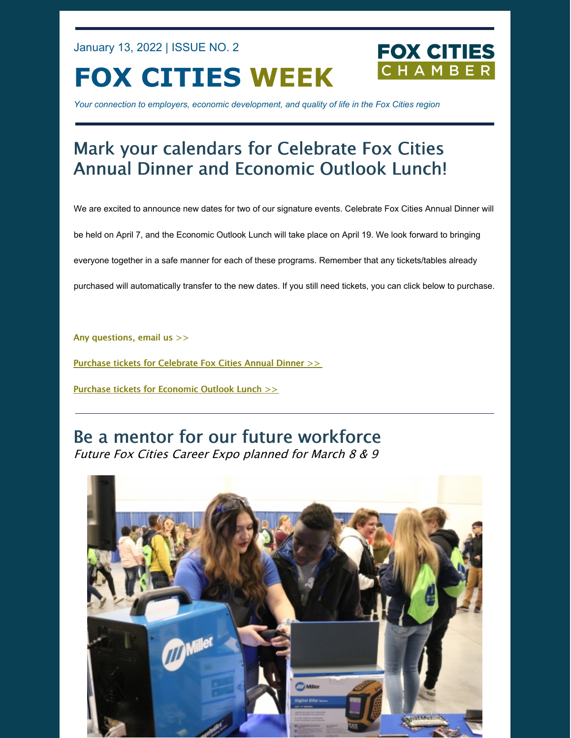January 13, 2022 | ISSUE NO. 2

# FOX CITIES WEEK

FOX CITIES CHAMBER

*Your connection to employers, economic development, and quality of life in the Fox Cities region*

## Mark your calendars for Celebrate Fox Cities Annual Dinner and Economic Outlook Lunch!

We are excited to announce new dates for two of our signature events. Celebrate Fox Cities Annual Dinner will be held on April 7, and the Economic Outlook Lunch will take place on April 19. We look forward to bringing everyone together in a safe manner for each of these programs. Remember that any tickets/tables already purchased will automatically transfer to the new dates. If you still need tickets, you can click below to purchase.

**Any questions, email us >>**

**Purchase tickets for Celebrate Fox Cities Annual Dinner >>**

**Purchase tickets for Economic Outlook Lunch >>**

---

## Be a mentor for our future workforce

*Future Fox Cities Career Expo planned for March 8 & 9*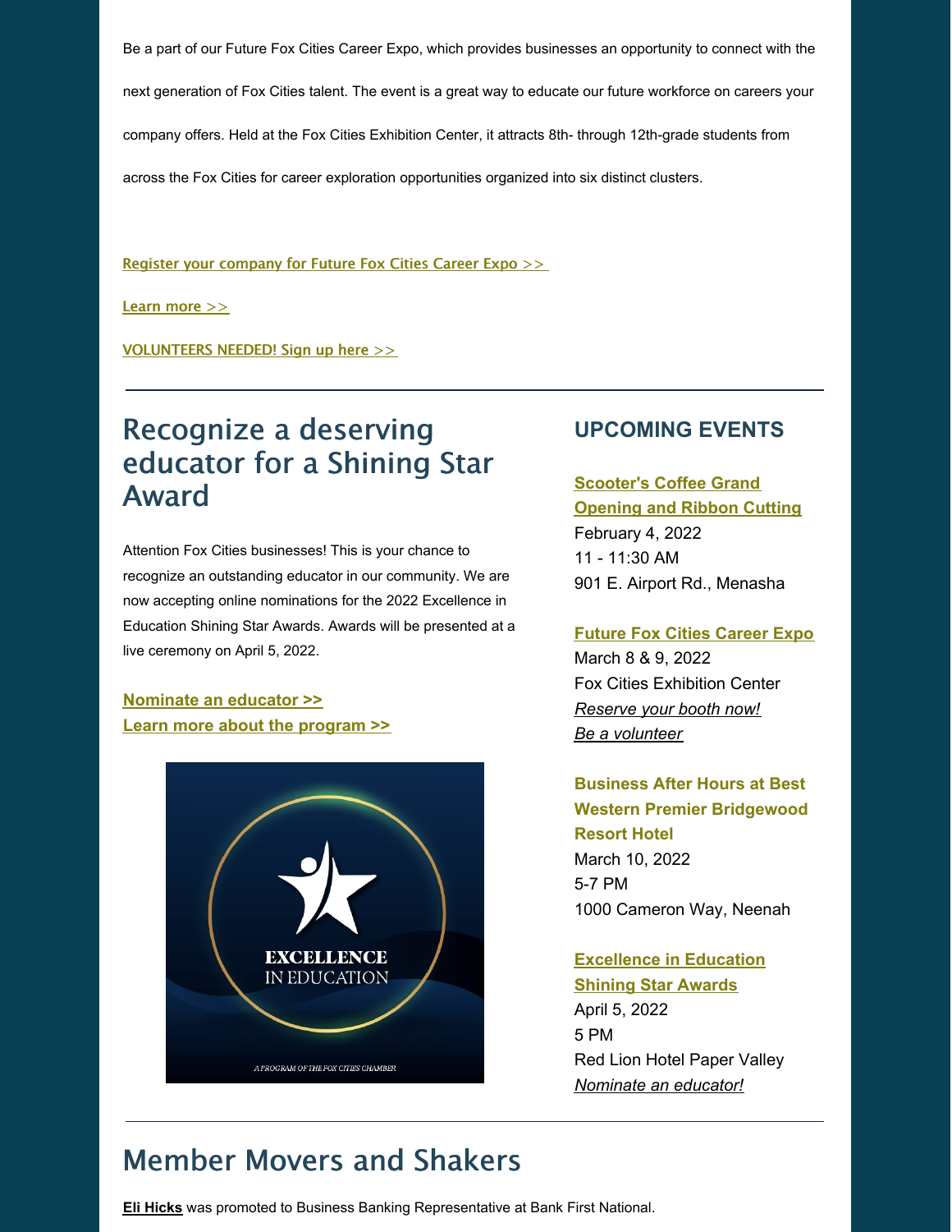Be a part of our Future Fox Cities Career Expo, which provides businesses an opportunity to connect with the next generation of Fox Cities talent. The event is a great way to educate our future workforce on careers your company offers. Held at the Fox Cities Exhibition Center, it attracts 8th- through 12th-grade students from across the Fox Cities for career exploration opportunities organized into six distinct clusters.

Register your company for Future Fox Cities Career Expo >>

Learn more >>

VOLUNTEERS NEEDED! Sign up here >>

## Recognize a deserving educator for a Shining Star Award

Attention Fox Cities businesses! This is your chance to recognize an outstanding educator in our community. We are now accepting online nominations for the 2022 Excellence in Education Shining Star Awards. Awards will be presented at a live ceremony on April 5, 2022.

**Nominate an educator >>**
**Learn more about the program >>**

### UPCOMING EVENTS

**Scooter's Coffee Grand Opening and Ribbon Cutting**
February 4, 2022
11 - 11:30 AM
901 E. Airport Rd., Menasha

**Future Fox Cities Career Expo**
March 8 & 9, 2022
Fox Cities Exhibition Center
*Reserve your booth now!*
*Be a volunteer*

**Business After Hours at Best Western Premier Bridgewood Resort Hotel**
March 10, 2022
5-7 PM
1000 Cameron Way, Neenah

**Excellence in Education Shining Star Awards**
April 5, 2022
5 PM
Red Lion Hotel Paper Valley
*Nominate an educator!*

## Member Movers and Shakers

**Eli Hicks** was promoted to Business Banking Representative at Bank First National.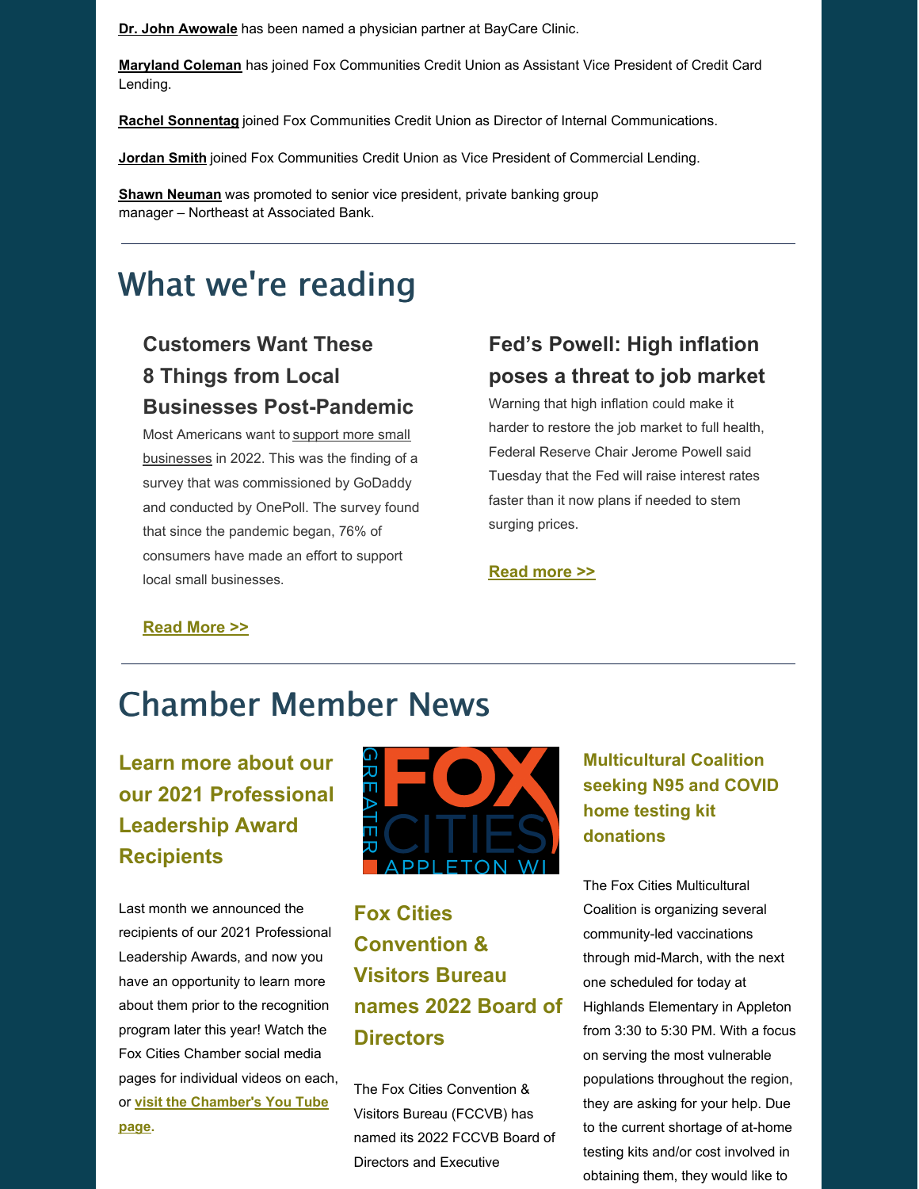**Dr. John Awowale** has been named a physician partner at BayCare Clinic.

**Maryland Coleman** has joined Fox Communities Credit Union as Assistant Vice President of Credit Card Lending.

**Rachel Sonnentag** joined Fox Communities Credit Union as Director of Internal Communications.

**Jordan Smith** joined Fox Communities Credit Union as Vice President of Commercial Lending.

**Shawn Neuman** was promoted to senior vice president, private banking group manager – Northeast at Associated Bank.

---

# What we're reading

### Customers Want These 8 Things from Local Businesses Post-Pandemic

Most Americans want to support more small businesses in 2022. This was the finding of a survey that was commissioned by GoDaddy and conducted by OnePoll. The survey found that since the pandemic began, 76% of consumers have made an effort to support local small businesses.

**Read More >>**

### Fed's Powell: High inflation poses a threat to job market

Warning that high inflation could make it harder to restore the job market to full health, Federal Reserve Chair Jerome Powell said Tuesday that the Fed will raise interest rates faster than it now plans if needed to stem surging prices.

**Read more >>**

---

# Chamber Member News

### Learn more about our our 2021 Professional Leadership Award Recipients

Last month we announced the recipients of our 2021 Professional Leadership Awards, and now you have an opportunity to learn more about them prior to the recognition program later this year! Watch the Fox Cities Chamber social media pages for individual videos on each, or **visit the Chamber's You Tube page**.

### Fox Cities Convention & Visitors Bureau names 2022 Board of Directors

The Fox Cities Convention & Visitors Bureau (FCCVB) has named its 2022 FCCVB Board of Directors and Executive

### Multicultural Coalition seeking N95 and COVID home testing kit donations

The Fox Cities Multicultural Coalition is organizing several community-led vaccinations through mid-March, with the next one scheduled for today at Highlands Elementary in Appleton from 3:30 to 5:30 PM. With a focus on serving the most vulnerable populations throughout the region, they are asking for your help. Due to the current shortage of at-home testing kits and/or cost involved in obtaining them, they would like to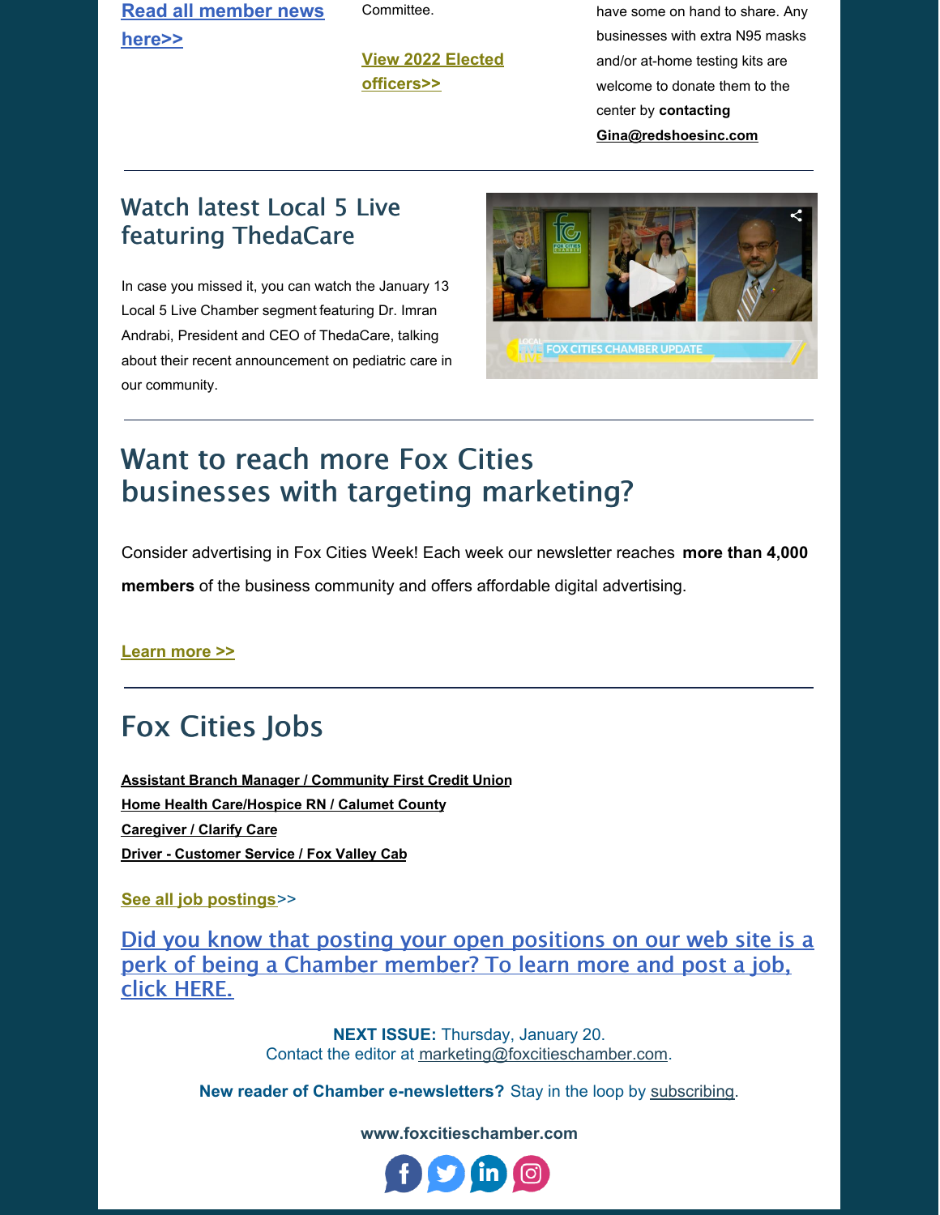Read all member news here>>

Committee.

View 2022 Elected officers>>

have some on hand to share. Any businesses with extra N95 masks and/or at-home testing kits are welcome to donate them to the center by **contacting Gina@redshoesinc.com**

## Watch latest Local 5 Live featuring ThedaCare

In case you missed it, you can watch the January 13 Local 5 Live Chamber segment featuring Dr. Imran Andrabi, President and CEO of ThedaCare, talking about their recent announcement on pediatric care in our community.

## Want to reach more Fox Cities businesses with targeting marketing?

Consider advertising in Fox Cities Week! Each week our newsletter reaches **more than 4,000 members** of the business community and offers affordable digital advertising.

**Learn more >>**

## Fox Cities Jobs

**Assistant Branch Manager / Community First Credit Union**
**Home Health Care/Hospice RN / Calumet County**
**Caregiver / Clarify Care**
**Driver - Customer Service / Fox Valley Cab**

**See all job postings**>>

### Did you know that posting your open positions on our web site is a perk of being a Chamber member? To learn more and post a job, click HERE.

**NEXT ISSUE:** Thursday, January 20.
Contact the editor at marketing@foxcitieschamber.com.

**New reader of Chamber e-newsletters?** Stay in the loop by subscribing.

**www.foxcitieschamber.com**